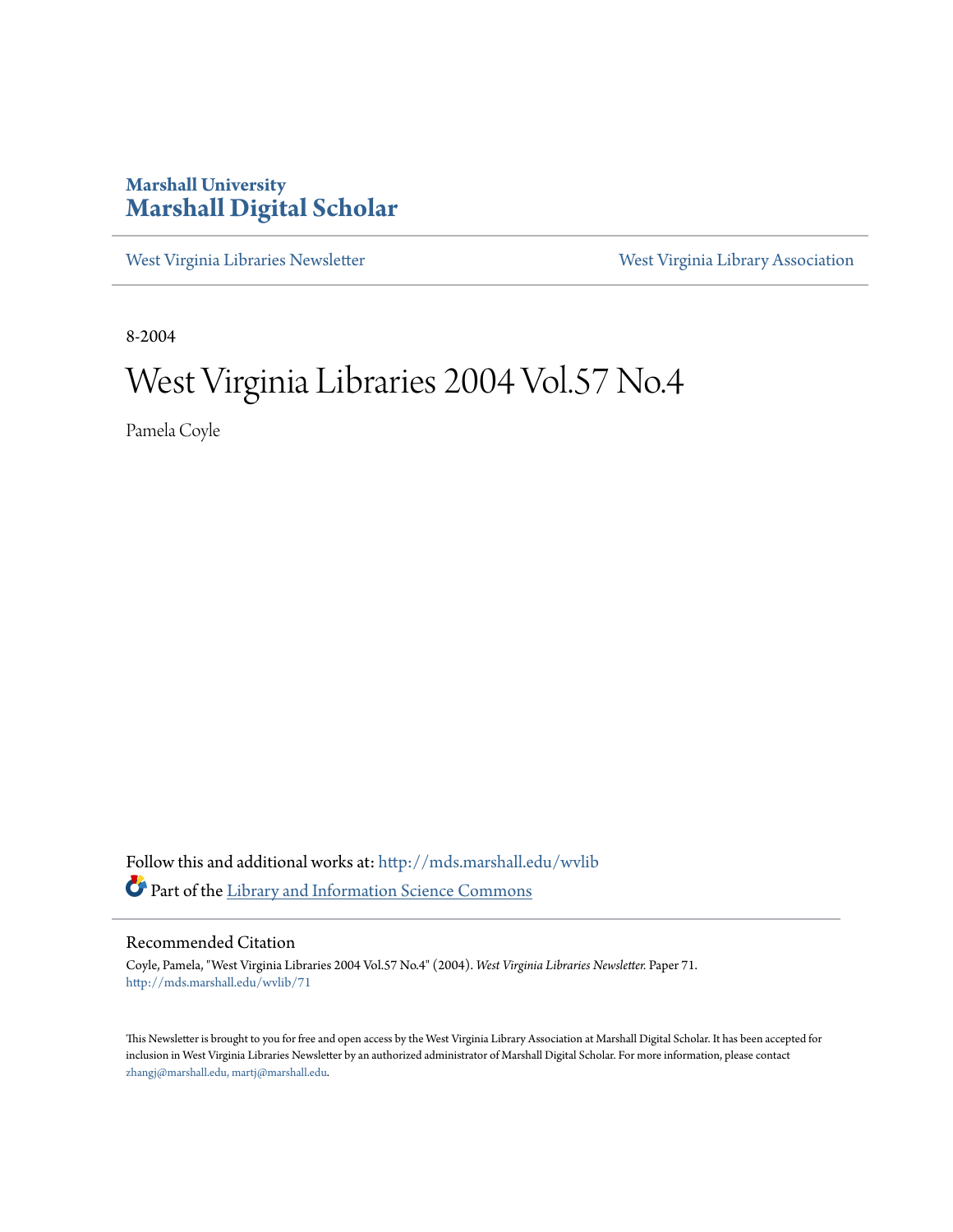Marshall University
# Marshall Digital Scholar

West Virginia Libraries Newsletter | West Virginia Library Association

8-2004

# West Virginia Libraries 2004 Vol.57 No.4

Pamela Coyle

Follow this and additional works at: http://mds.marshall.edu/wvlib

Part of the Library and Information Science Commons

## Recommended Citation

Coyle, Pamela, "West Virginia Libraries 2004 Vol.57 No.4" (2004). *West Virginia Libraries Newsletter.* Paper 71.
http://mds.marshall.edu/wvlib/71

This Newsletter is brought to you for free and open access by the West Virginia Library Association at Marshall Digital Scholar. It has been accepted for inclusion in West Virginia Libraries Newsletter by an authorized administrator of Marshall Digital Scholar. For more information, please contact zhangj@marshall.edu, martj@marshall.edu.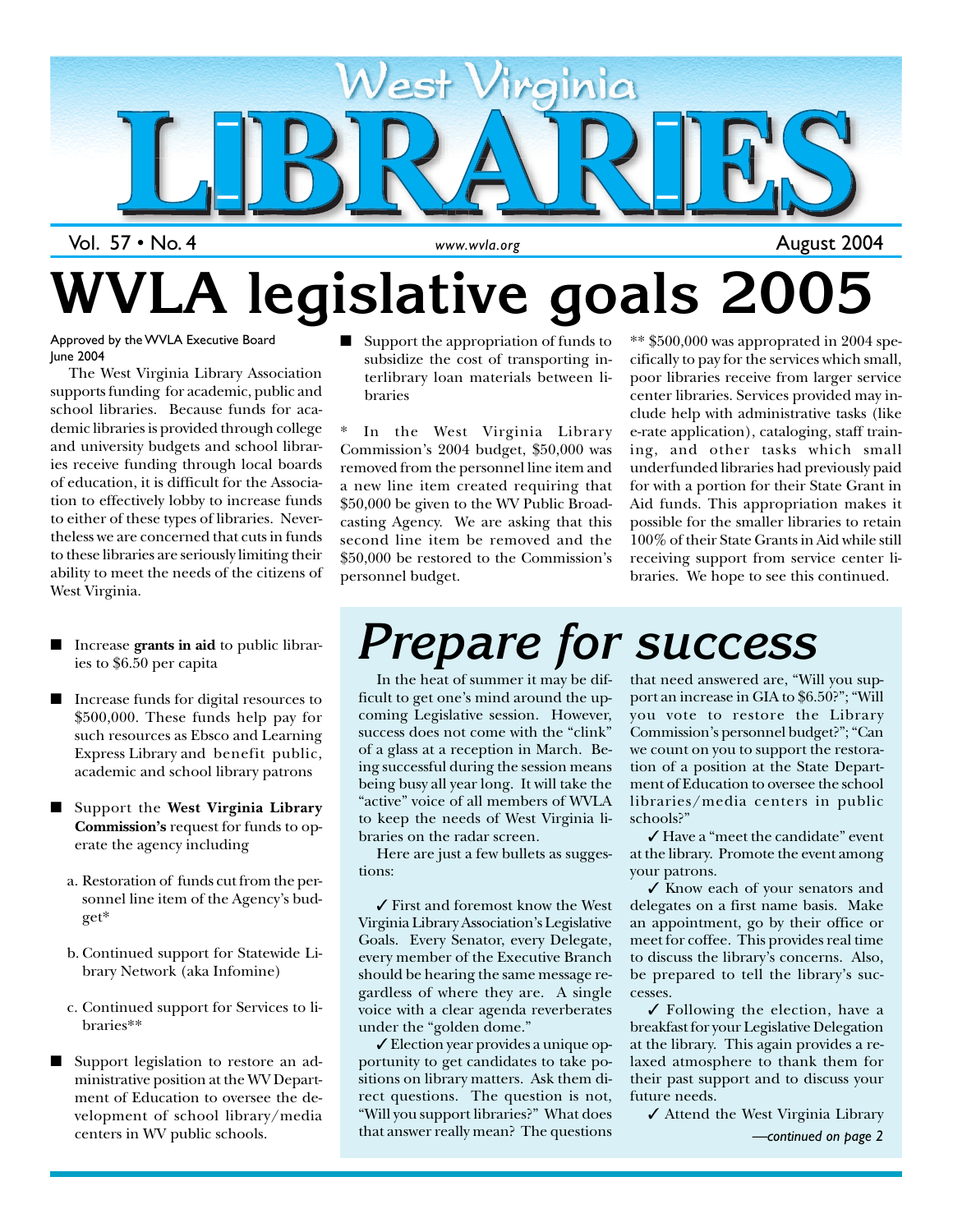# West Virginia LIBRARIES

Vol. 57 • No. 4 | www.wvla.org | August 2004

# WVLA legislative goals 2005

Approved by the WVLA Executive Board June 2004

The West Virginia Library Association supports funding for academic, public and school libraries. Because funds for academic libraries is provided through college and university budgets and school libraries receive funding through local boards of education, it is difficult for the Association to effectively lobby to increase funds to either of these types of libraries. Nevertheless we are concerned that cuts in funds to these libraries are seriously limiting their ability to meet the needs of the citizens of West Virginia.

- Increase **grants in aid** to public libraries to $6.50 per capita
- Increase funds for digital resources to $500,000. These funds help pay for such resources as Ebsco and Learning Express Library and benefit public, academic and school library patrons
- Support the **West Virginia Library Commission's** request for funds to operate the agency including
  - a. Restoration of funds cut from the personnel line item of the Agency's budget*
  - b. Continued support for Statewide Library Network (aka Infomine)
  - c. Continued support for Services to libraries**
- Support legislation to restore an administrative position at the WV Department of Education to oversee the development of school library/media centers in WV public schools.
- Support the appropriation of funds to subsidize the cost of transporting interlibrary loan materials between libraries

* In the West Virginia Library Commission's 2004 budget, $50,000 was removed from the personnel line item and a new line item created requiring that $50,000 be given to the WV Public Broadcasting Agency. We are asking that this second line item be removed and the $50,000 be restored to the Commission's personnel budget.

** $500,000 was appropriated in 2004 specifically to pay for the services which small, poor libraries receive from larger service center libraries. Services provided may include help with administrative tasks (like e-rate application), cataloging, staff training, and other tasks which small underfunded libraries had previously paid for with a portion for their State Grant in Aid funds. This appropriation makes it possible for the smaller libraries to retain 100% of their State Grants in Aid while still receiving support from service center libraries. We hope to see this continued.

# *Prepare for success*

In the heat of summer it may be difficult to get one's mind around the upcoming Legislative session. However, success does not come with the "clink" of a glass at a reception in March. Being successful during the session means being busy all year long. It will take the "active" voice of all members of WVLA to keep the needs of West Virginia libraries on the radar screen.

Here are just a few bullets as suggestions:

✓ First and foremost know the West Virginia Library Association's Legislative Goals. Every Senator, every Delegate, every member of the Executive Branch should be hearing the same message regardless of where they are. A single voice with a clear agenda reverberates under the "golden dome."

✓ Election year provides a unique opportunity to get candidates to take positions on library matters. Ask them direct questions. The question is not, "Will you support libraries?" What does that answer really mean? The questions that need answered are, "Will you support an increase in GIA to $6.50?"; "Will you vote to restore the Library Commission's personnel budget?"; "Can we count on you to support the restoration of a position at the State Department of Education to oversee the school libraries/media centers in public schools?"

✓ Have a "meet the candidate" event at the library. Promote the event among your patrons.

✓ Know each of your senators and delegates on a first name basis. Make an appointment, go by their office or meet for coffee. This provides real time to discuss the library's concerns. Also, be prepared to tell the library's successes.

✓ Following the election, have a breakfast for your Legislative Delegation at the library. This again provides a relaxed atmosphere to thank them for their past support and to discuss your future needs.

✓ Attend the West Virginia Library

*—continued on page 2*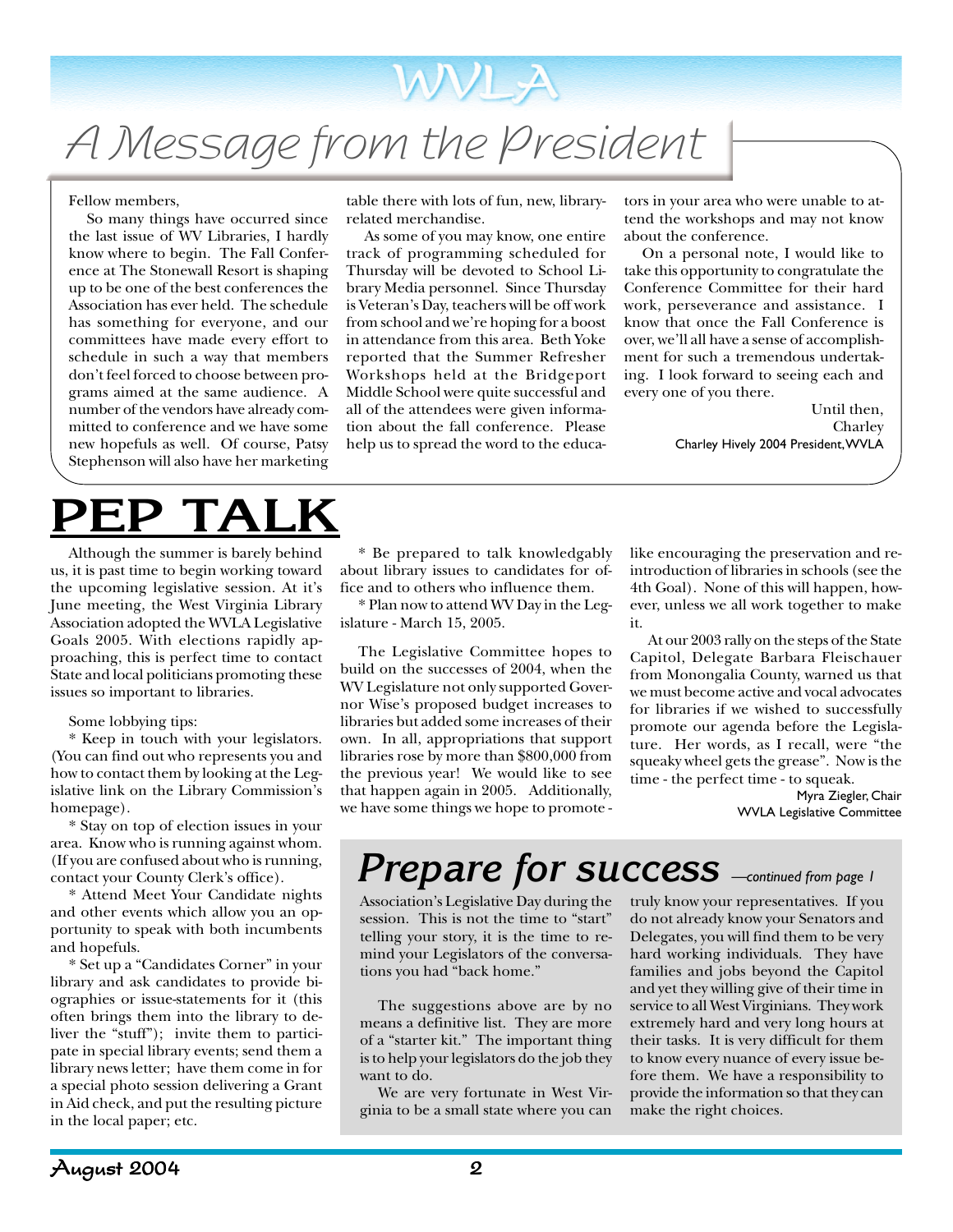# WVLA

## A Message from the President

Fellow members,

So many things have occurred since the last issue of WV Libraries, I hardly know where to begin. The Fall Conference at The Stonewall Resort is shaping up to be one of the best conferences the Association has ever held. The schedule has something for everyone, and our committees have made every effort to schedule in such a way that members don't feel forced to choose between programs aimed at the same audience. A number of the vendors have already committed to conference and we have some new hopefuls as well. Of course, Patsy Stephenson will also have her marketing table there with lots of fun, new, library-related merchandise.

As some of you may know, one entire track of programming scheduled for Thursday will be devoted to School Library Media personnel. Since Thursday is Veteran's Day, teachers will be off work from school and we're hoping for a boost in attendance from this area. Beth Yoke reported that the Summer Refresher Workshops held at the Bridgeport Middle School were quite successful and all of the attendees were given information about the fall conference. Please help us to spread the word to the educators in your area who were unable to attend the workshops and may not know about the conference.

On a personal note, I would like to take this opportunity to congratulate the Conference Committee for their hard work, perseverance and assistance. I know that once the Fall Conference is over, we'll all have a sense of accomplishment for such a tremendous undertaking. I look forward to seeing each and every one of you there.

Until then,
Charley
Charley Hively 2004 President, WVLA

# PEP TALK

Although the summer is barely behind us, it is past time to begin working toward the upcoming legislative session. At it's June meeting, the West Virginia Library Association adopted the WVLA Legislative Goals 2005. With elections rapidly approaching, this is perfect time to contact State and local politicians promoting these issues so important to libraries.

Some lobbying tips:

* Keep in touch with your legislators. (You can find out who represents you and how to contact them by looking at the Legislative link on the Library Commission's homepage).

* Stay on top of election issues in your area. Know who is running against whom. (If you are confused about who is running, contact your County Clerk's office).

* Attend Meet Your Candidate nights and other events which allow you an opportunity to speak with both incumbents and hopefuls.

* Set up a "Candidates Corner" in your library and ask candidates to provide biographies or issue-statements for it (this often brings them into the library to deliver the "stuff"); invite them to participate in special library events; send them a library news letter; have them come in for a special photo session delivering a Grant in Aid check, and put the resulting picture in the local paper; etc.

* Be prepared to talk knowledgably about library issues to candidates for office and to others who influence them.

* Plan now to attend WV Day in the Legislature - March 15, 2005.

The Legislative Committee hopes to build on the successes of 2004, when the WV Legislature not only supported Governor Wise's proposed budget increases to libraries but added some increases of their own. In all, appropriations that support libraries rose by more than $800,000 from the previous year! We would like to see that happen again in 2005. Additionally, we have some things we hope to promote - like encouraging the preservation and reintroduction of libraries in schools (see the 4th Goal). None of this will happen, however, unless we all work together to make it.

At our 2003 rally on the steps of the State Capitol, Delegate Barbara Fleischauer from Monongalia County, warned us that we must become active and vocal advocates for libraries if we wished to successfully promote our agenda before the Legislature. Her words, as I recall, were "the squeaky wheel gets the grease". Now is the time - the perfect time - to squeak.

Myra Ziegler, Chair
WVLA Legislative Committee

## Prepare for success *—continued from page 1*

Association's Legislative Day during the session. This is not the time to "start" telling your story, it is the time to remind your Legislators of the conversations you had "back home."

The suggestions above are by no means a definitive list. They are more of a "starter kit." The important thing is to help your legislators do the job they want to do.

We are very fortunate in West Virginia to be a small state where you can truly know your representatives. If you do not already know your Senators and Delegates, you will find them to be very hard working individuals. They have families and jobs beyond the Capitol and yet they willing give of their time in service to all West Virginians. They work extremely hard and very long hours at their tasks. It is very difficult for them to know every nuance of every issue before them. We have a responsibility to provide the information so that they can make the right choices.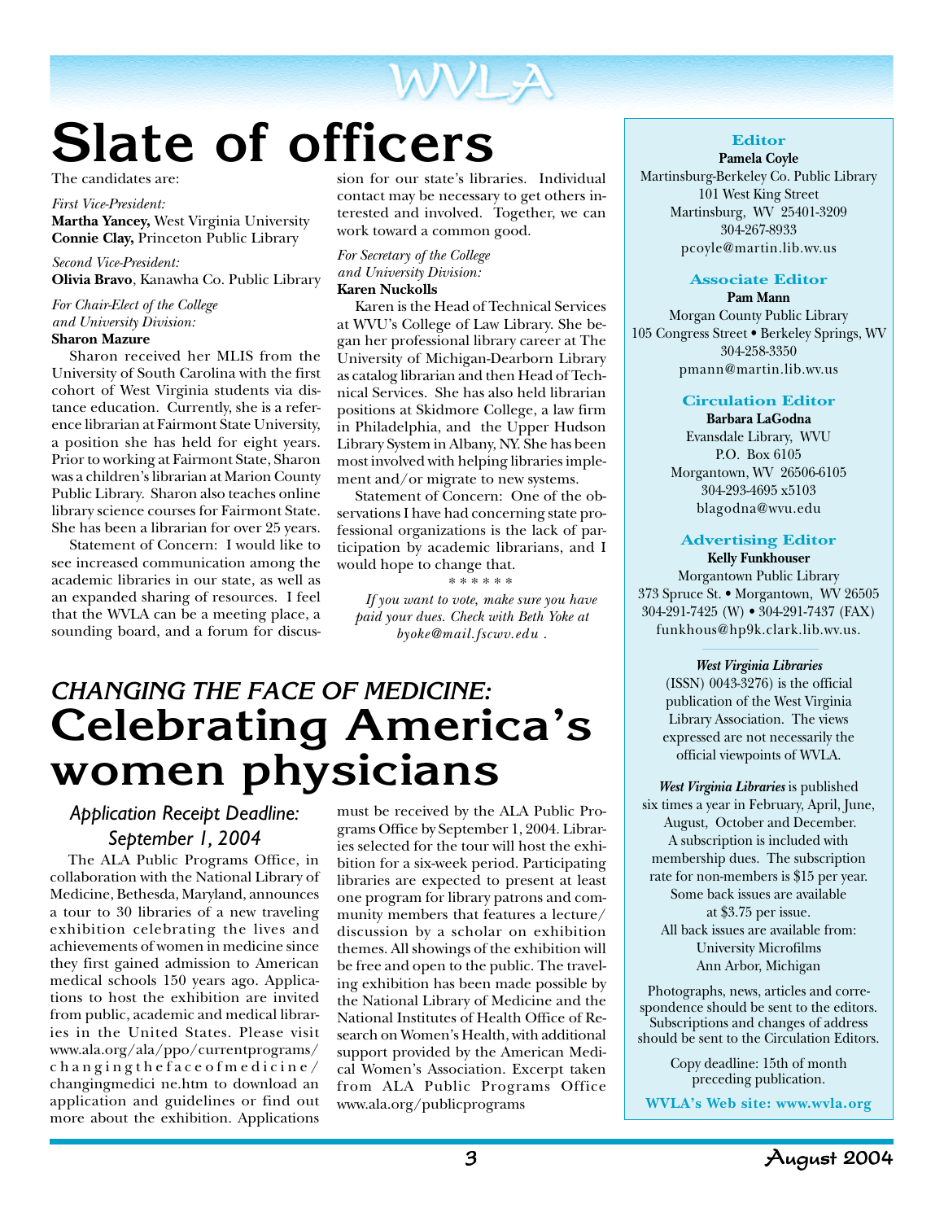# Slate of officers

The candidates are:

*First Vice-President:*
**Martha Yancey,** West Virginia University
**Connie Clay,** Princeton Public Library

*Second Vice-President:*
**Olivia Bravo**, Kanawha Co. Public Library

*For Chair-Elect of the College and University Division:*
**Sharon Mazure**

Sharon received her MLIS from the University of South Carolina with the first cohort of West Virginia students via distance education. Currently, she is a reference librarian at Fairmont State University, a position she has held for eight years. Prior to working at Fairmont State, Sharon was a children's librarian at Marion County Public Library. Sharon also teaches online library science courses for Fairmont State. She has been a librarian for over 25 years.

Statement of Concern: I would like to see increased communication among the academic libraries in our state, as well as an expanded sharing of resources. I feel that the WVLA can be a meeting place, a sounding board, and a forum for discussion for our state's libraries. Individual contact may be necessary to get others interested and involved. Together, we can work toward a common good.

*For Secretary of the College and University Division:*
**Karen Nuckolls**

Karen is the Head of Technical Services at WVU's College of Law Library. She began her professional library career at The University of Michigan-Dearborn Library as catalog librarian and then Head of Technical Services. She has also held librarian positions at Skidmore College, a law firm in Philadelphia, and the Upper Hudson Library System in Albany, NY. She has been most involved with helping libraries implement and/or migrate to new systems.

Statement of Concern: One of the observations I have had concerning state professional organizations is the lack of participation by academic librarians, and I would hope to change that.

\* \* \* \* \* \*

*If you want to vote, make sure you have paid your dues. Check with Beth Yoke at byoke@mail.fscwv.edu .*

## *CHANGING THE FACE OF MEDICINE:* Celebrating America's women physicians

### *Application Receipt Deadline: September 1, 2004*

The ALA Public Programs Office, in collaboration with the National Library of Medicine, Bethesda, Maryland, announces a tour to 30 libraries of a new traveling exhibition celebrating the lives and achievements of women in medicine since they first gained admission to American medical schools 150 years ago. Applications to host the exhibition are invited from public, academic and medical libraries in the United States. Please visit www.ala.org/ala/ppo/currentprograms/changingthefaceofmedicine/changingmedici ne.htm to download an application and guidelines or find out more about the exhibition. Applications must be received by the ALA Public Programs Office by September 1, 2004. Libraries selected for the tour will host the exhibition for a six-week period. Participating libraries are expected to present at least one program for library patrons and community members that features a lecture/discussion by a scholar on exhibition themes. All showings of the exhibition will be free and open to the public. The traveling exhibition has been made possible by the National Library of Medicine and the National Institutes of Health Office of Research on Women's Health, with additional support provided by the American Medical Women's Association. Excerpt taken from ALA Public Programs Office www.ala.org/publicprograms

---

**Editor**
**Pamela Coyle**
Martinsburg-Berkeley Co. Public Library
101 West King Street
Martinsburg, WV 25401-3209
304-267-8933
pcoyle@martin.lib.wv.us

**Associate Editor**
**Pam Mann**
Morgan County Public Library
105 Congress Street • Berkeley Springs, WV
304-258-3350
pmann@martin.lib.wv.us

**Circulation Editor**
**Barbara LaGodna**
Evansdale Library, WVU
P.O. Box 6105
Morgantown, WV 26506-6105
304-293-4695 x5103
blagodna@wvu.edu

**Advertising Editor**
**Kelly Funkhouser**
Morgantown Public Library
373 Spruce St. • Morgantown, WV 26505
304-291-7425 (W) • 304-291-7437 (FAX)
funkhous@hp9k.clark.lib.wv.us.

***West Virginia Libraries*** (ISSN) 0043-3276) is the official publication of the West Virginia Library Association. The views expressed are not necessarily the official viewpoints of WVLA.

***West Virginia Libraries*** is published six times a year in February, April, June, August, October and December. A subscription is included with membership dues. The subscription rate for non-members is $15 per year. Some back issues are available at $3.75 per issue. All back issues are available from: University Microfilms Ann Arbor, Michigan

Photographs, news, articles and correspondence should be sent to the editors. Subscriptions and changes of address should be sent to the Circulation Editors.

Copy deadline: 15th of month preceding publication.

**WVLA's Web site: www.wvla.org**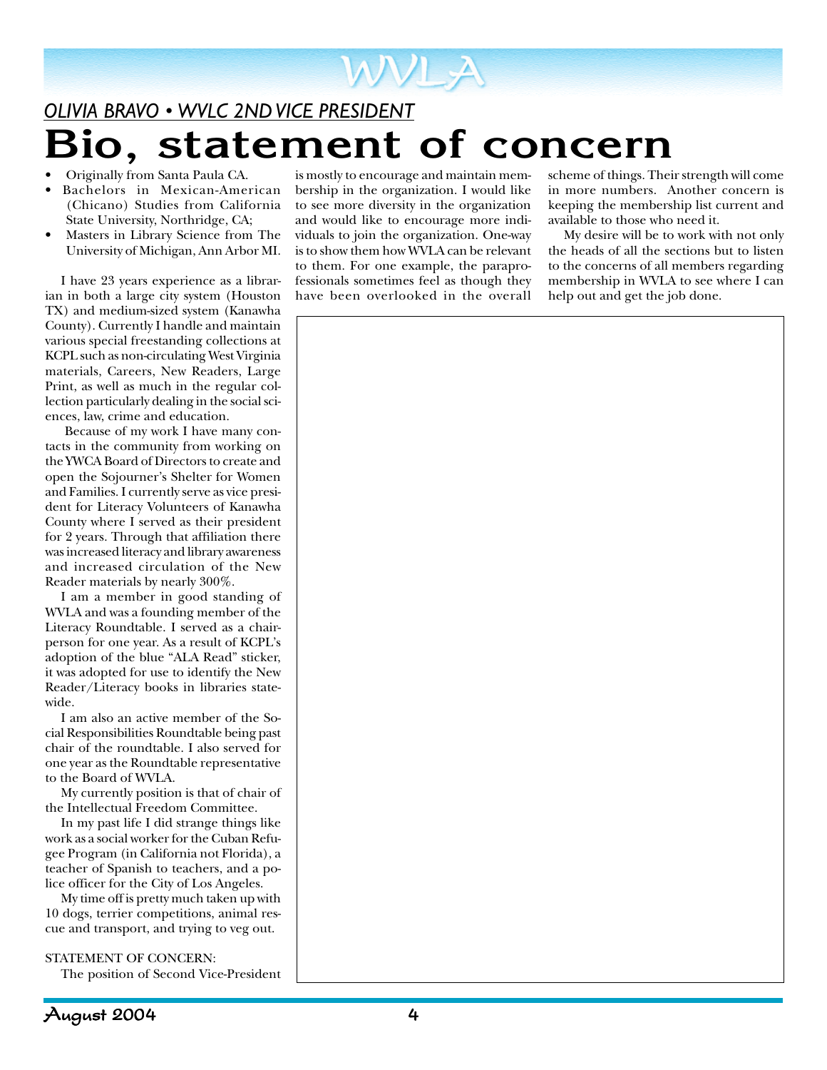*OLIVIA BRAVO • WVLC 2ND VICE PRESIDENT*

# Bio, statement of concern

- Originally from Santa Paula CA.
- Bachelors in Mexican-American (Chicano) Studies from California State University, Northridge, CA;
- Masters in Library Science from The University of Michigan, Ann Arbor MI.

I have 23 years experience as a librarian in both a large city system (Houston TX) and medium-sized system (Kanawha County). Currently I handle and maintain various special freestanding collections at KCPL such as non-circulating West Virginia materials, Careers, New Readers, Large Print, as well as much in the regular collection particularly dealing in the social sciences, law, crime and education.

Because of my work I have many contacts in the community from working on the YWCA Board of Directors to create and open the Sojourner's Shelter for Women and Families. I currently serve as vice president for Literacy Volunteers of Kanawha County where I served as their president for 2 years. Through that affiliation there was increased literacy and library awareness and increased circulation of the New Reader materials by nearly 300%.

I am a member in good standing of WVLA and was a founding member of the Literacy Roundtable. I served as a chairperson for one year. As a result of KCPL's adoption of the blue "ALA Read" sticker, it was adopted for use to identify the New Reader/Literacy books in libraries statewide.

I am also an active member of the Social Responsibilities Roundtable being past chair of the roundtable. I also served for one year as the Roundtable representative to the Board of WVLA.

My currently position is that of chair of the Intellectual Freedom Committee.

In my past life I did strange things like work as a social worker for the Cuban Refugee Program (in California not Florida), a teacher of Spanish to teachers, and a police officer for the City of Los Angeles.

My time off is pretty much taken up with 10 dogs, terrier competitions, animal rescue and transport, and trying to veg out.

STATEMENT OF CONCERN:

The position of Second Vice-President is mostly to encourage and maintain membership in the organization. I would like to see more diversity in the organization and would like to encourage more individuals to join the organization. One-way is to show them how WVLA can be relevant to them. For one example, the paraprofessionals sometimes feel as though they have been overlooked in the overall scheme of things. Their strength will come in more numbers. Another concern is keeping the membership list current and available to those who need it.

My desire will be to work with not only the heads of all the sections but to listen to the concerns of all members regarding membership in WVLA to see where I can help out and get the job done.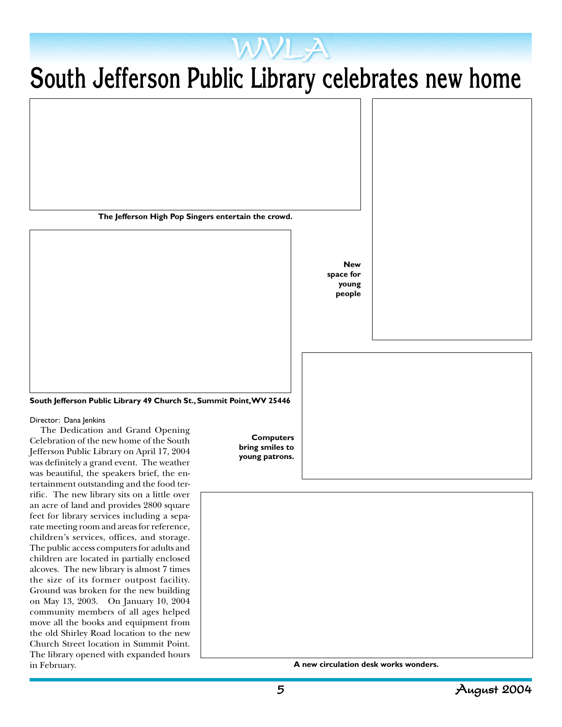# South Jefferson Public Library celebrates new home

The Jefferson High Pop Singers entertain the crowd.

New space for young people

South Jefferson Public Library 49 Church St., Summit Point, WV 25446

Computers bring smiles to young patrons.

Director: Dana Jenkins

The Dedication and Grand Opening Celebration of the new home of the South Jefferson Public Library on April 17, 2004 was definitely a grand event. The weather was beautiful, the speakers brief, the entertainment outstanding and the food terrific. The new library sits on a little over an acre of land and provides 2800 square feet for library services including a separate meeting room and areas for reference, children's services, offices, and storage. The public access computers for adults and children are located in partially enclosed alcoves. The new library is almost 7 times the size of its former outpost facility. Ground was broken for the new building on May 13, 2003. On January 10, 2004 community members of all ages helped move all the books and equipment from the old Shirley Road location to the new Church Street location in Summit Point. The library opened with expanded hours in February.

A new circulation desk works wonders.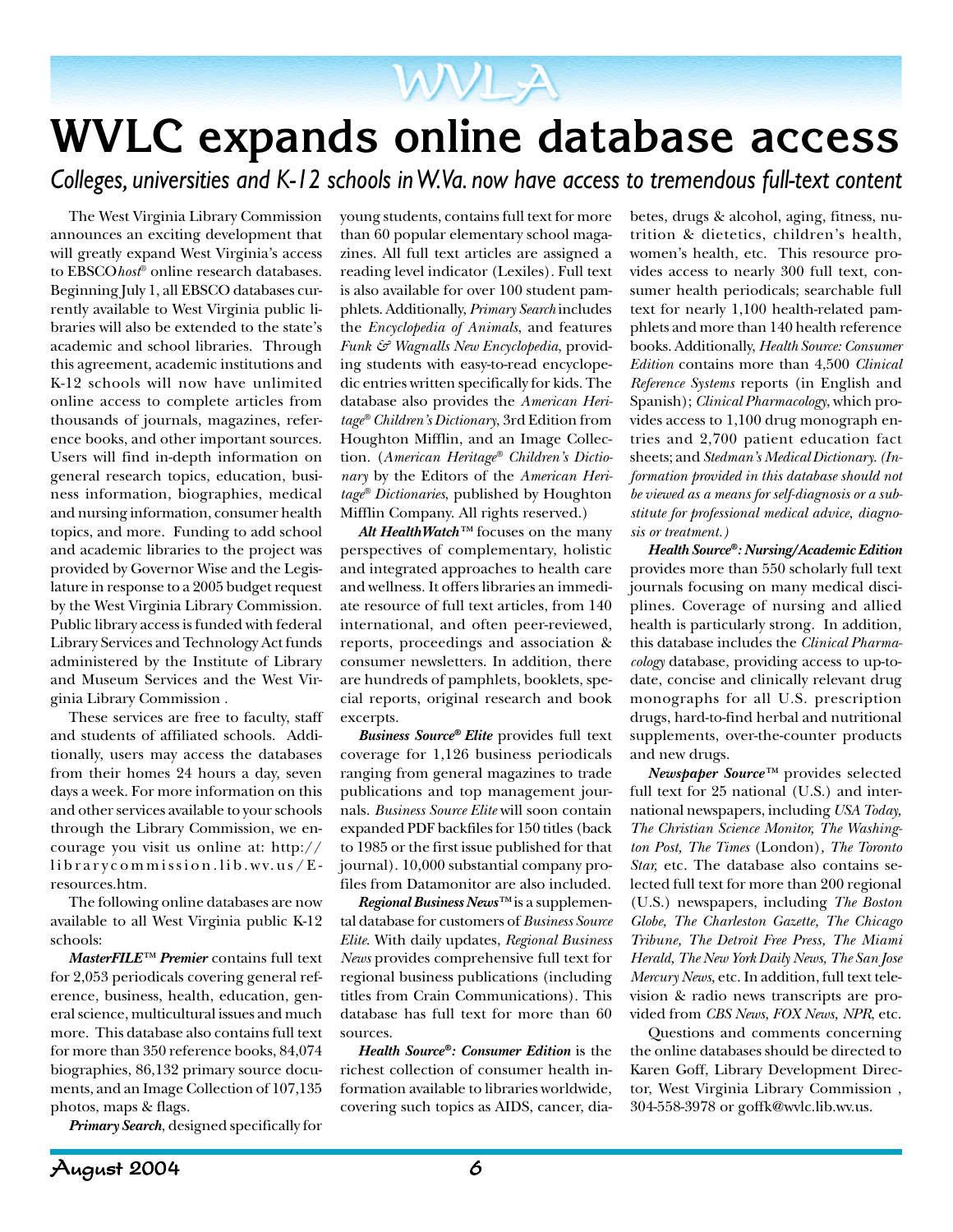# WVLC expands online database access

*Colleges, universities and K-12 schools in W.Va. now have access to tremendous full-text content*

The West Virginia Library Commission announces an exciting development that will greatly expand West Virginia's access to EBSCO*host*® online research databases. Beginning July 1, all EBSCO databases currently available to West Virginia public libraries will also be extended to the state's academic and school libraries. Through this agreement, academic institutions and K-12 schools will now have unlimited online access to complete articles from thousands of journals, magazines, reference books, and other important sources. Users will find in-depth information on general research topics, education, business information, biographies, medical and nursing information, consumer health topics, and more. Funding to add school and academic libraries to the project was provided by Governor Wise and the Legislature in response to a 2005 budget request by the West Virginia Library Commission. Public library access is funded with federal Library Services and Technology Act funds administered by the Institute of Library and Museum Services and the West Virginia Library Commission .

These services are free to faculty, staff and students of affiliated schools. Additionally, users may access the databases from their homes 24 hours a day, seven days a week. For more information on this and other services available to your schools through the Library Commission, we encourage you visit us online at: http://librarycommission.lib.wv.us/E-resources.htm.

The following online databases are now available to all West Virginia public K-12 schools:

***MasterFILE™ Premier*** contains full text for 2,053 periodicals covering general reference, business, health, education, general science, multicultural issues and much more. This database also contains full text for more than 350 reference books, 84,074 biographies, 86,132 primary source documents, and an Image Collection of 107,135 photos, maps & flags.

***Primary Search***, designed specifically for young students, contains full text for more than 60 popular elementary school magazines. All full text articles are assigned a reading level indicator (Lexiles). Full text is also available for over 100 student pamphlets. Additionally, *Primary Search* includes the *Encyclopedia of Animals*, and features *Funk & Wagnalls New Encyclopedia*, providing students with easy-to-read encyclopedic entries written specifically for kids. The database also provides the *American Heritage® Children's Dictionary*, 3rd Edition from Houghton Mifflin, and an Image Collection. (*American Heritage® Children's Dictionary* by the Editors of the *American Heritage® Dictionaries*, published by Houghton Mifflin Company. All rights reserved.)

***Alt HealthWatch™*** focuses on the many perspectives of complementary, holistic and integrated approaches to health care and wellness. It offers libraries an immediate resource of full text articles, from 140 international, and often peer-reviewed, reports, proceedings and association & consumer newsletters. In addition, there are hundreds of pamphlets, booklets, special reports, original research and book excerpts.

***Business Source® Elite*** provides full text coverage for 1,126 business periodicals ranging from general magazines to trade publications and top management journals. *Business Source Elite* will soon contain expanded PDF backfiles for 150 titles (back to 1985 or the first issue published for that journal). 10,000 substantial company profiles from Datamonitor are also included.

***Regional Business News™*** is a supplemental database for customers of *Business Source Elite*. With daily updates, *Regional Business News* provides comprehensive full text for regional business publications (including titles from Crain Communications). This database has full text for more than 60 sources.

***Health Source®: Consumer Edition*** is the richest collection of consumer health information available to libraries worldwide, covering such topics as AIDS, cancer, diabetes, drugs & alcohol, aging, fitness, nutrition & dietetics, children's health, women's health, etc. This resource provides access to nearly 300 full text, consumer health periodicals; searchable full text for nearly 1,100 health-related pamphlets and more than 140 health reference books. Additionally, *Health Source: Consumer Edition* contains more than 4,500 *Clinical Reference Systems* reports (in English and Spanish); *Clinical Pharmacology*, which provides access to 1,100 drug monograph entries and 2,700 patient education fact sheets; and *Stedman's Medical Dictionary*. *(Information provided in this database should not be viewed as a means for self-diagnosis or a substitute for professional medical advice, diagnosis or treatment.)*

***Health Source®: Nursing/Academic Edition*** provides more than 550 scholarly full text journals focusing on many medical disciplines. Coverage of nursing and allied health is particularly strong. In addition, this database includes the *Clinical Pharmacology* database, providing access to up-to-date, concise and clinically relevant drug monographs for all U.S. prescription drugs, hard-to-find herbal and nutritional supplements, over-the-counter products and new drugs.

***Newspaper Source™*** provides selected full text for 25 national (U.S.) and international newspapers, including *USA Today, The Christian Science Monitor, The Washington Post, The Times* (London), *The Toronto Star,* etc. The database also contains selected full text for more than 200 regional (U.S.) newspapers, including *The Boston Globe, The Charleston Gazette, The Chicago Tribune, The Detroit Free Press, The Miami Herald, The New York Daily News, The San Jose Mercury News,* etc. In addition, full text television & radio news transcripts are provided from *CBS News, FOX News, NPR*, etc.

Questions and comments concerning the online databases should be directed to Karen Goff, Library Development Director, West Virginia Library Commission , 304-558-3978 or goffk@wvlc.lib.wv.us.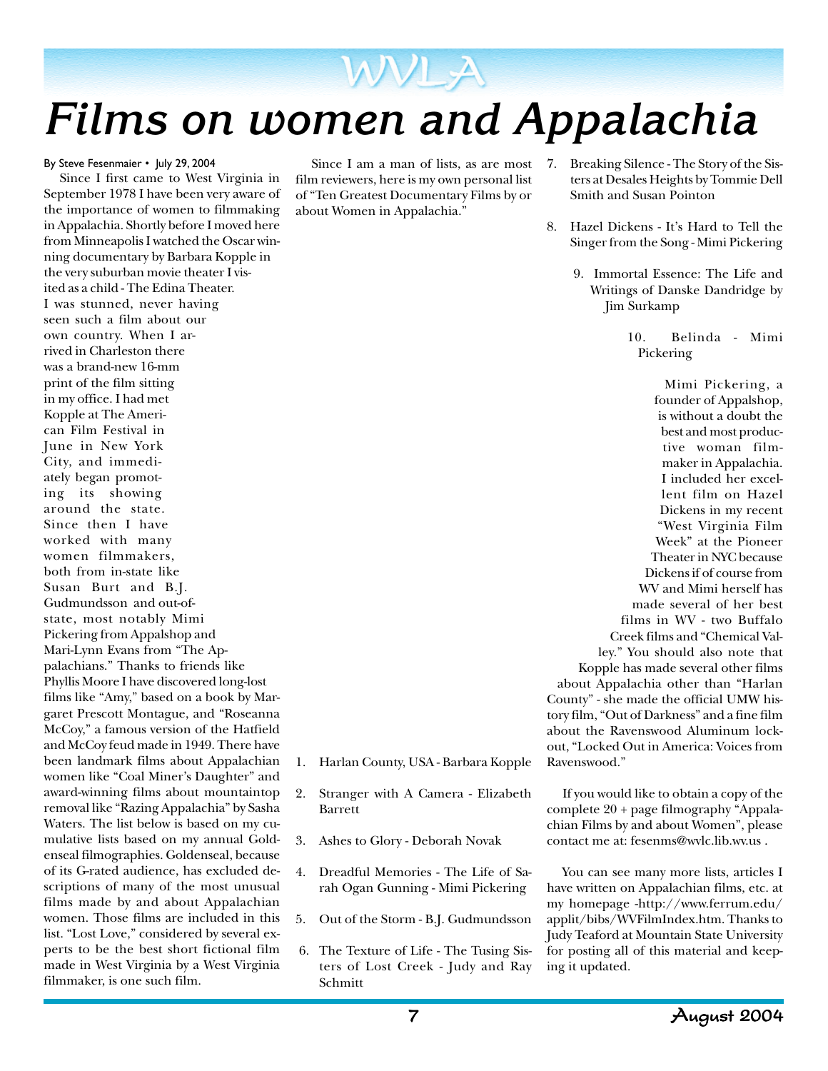# Films on women and Appalachia

By Steve Fesenmaier • July 29, 2004

Since I first came to West Virginia in September 1978 I have been very aware of the importance of women to filmmaking in Appalachia. Shortly before I moved here from Minneapolis I watched the Oscar winning documentary by Barbara Kopple in the very suburban movie theater I visited as a child - The Edina Theater. I was stunned, never having seen such a film about our own country. When I arrived in Charleston there was a brand-new 16-mm print of the film sitting in my office. I had met Kopple at The American Film Festival in June in New York City, and immediately began promoting its showing around the state. Since then I have worked with many women filmmakers, both from in-state like Susan Burt and B.J. Gudmundsson and out-of-state, most notably Mimi Pickering from Appalshop and Mari-Lynn Evans from "The Appalachians." Thanks to friends like Phyllis Moore I have discovered long-lost films like "Amy," based on a book by Margaret Prescott Montague, and "Roseanna McCoy," a famous version of the Hatfield and McCoy feud made in 1949. There have been landmark films about Appalachian women like "Coal Miner's Daughter" and award-winning films about mountaintop removal like "Razing Appalachia" by Sasha Waters. The list below is based on my cumulative lists based on my annual Goldenseal filmographies. Goldenseal, because of its G-rated audience, has excluded descriptions of many of the most unusual films made by and about Appalachian women. Those films are included in this list. "Lost Love," considered by several experts to be the best short fictional film made in West Virginia by a West Virginia filmmaker, is one such film.

Since I am a man of lists, as are most film reviewers, here is my own personal list of "Ten Greatest Documentary Films by or about Women in Appalachia."

1. Harlan County, USA - Barbara Kopple
2. Stranger with A Camera - Elizabeth Barrett
3. Ashes to Glory - Deborah Novak
4. Dreadful Memories - The Life of Sarah Ogan Gunning - Mimi Pickering
5. Out of the Storm - B.J. Gudmundsson
6. The Texture of Life - The Tusing Sisters of Lost Creek - Judy and Ray Schmitt
7. Breaking Silence - The Story of the Sisters at Desales Heights by Tommie Dell Smith and Susan Pointon
8. Hazel Dickens - It's Hard to Tell the Singer from the Song - Mimi Pickering
9. Immortal Essence: The Life and Writings of Danske Dandridge by Jim Surkamp
10. Belinda - Mimi Pickering

Mimi Pickering, a founder of Appalshop, is without a doubt the best and most productive woman filmmaker in Appalachia. I included her excellent film on Hazel Dickens in my recent "West Virginia Film Week" at the Pioneer Theater in NYC because Dickens if of course from WV and Mimi herself has made several of her best films in WV - two Buffalo Creek films and "Chemical Valley." You should also note that Kopple has made several other films about Appalachia other than "Harlan County" - she made the official UMW history film, "Out of Darkness" and a fine film about the Ravenswood Aluminum lockout, "Locked Out in America: Voices from Ravenswood."

If you would like to obtain a copy of the complete 20 + page filmography "Appalachian Films by and about Women", please contact me at: fesenms@wvlc.lib.wv.us .

You can see many more lists, articles I have written on Appalachian films, etc. at my homepage -http://www.ferrum.edu/applit/bibs/WVFilmIndex.htm. Thanks to Judy Teaford at Mountain State University for posting all of this material and keeping it updated.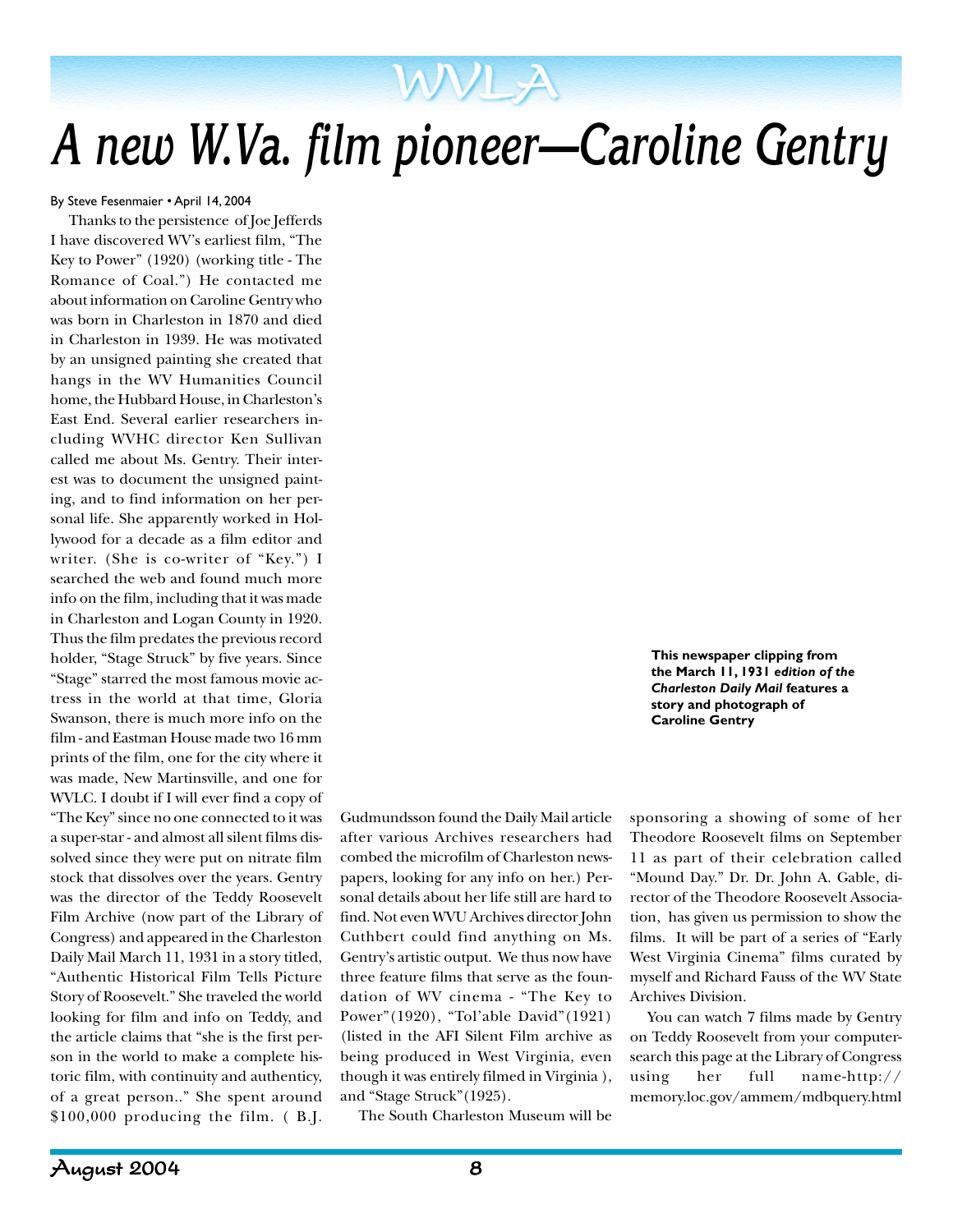# A new W.Va. film pioneer—Caroline Gentry

By Steve Fesenmaier • April 14, 2004

Thanks to the persistence of Joe Jefferds I have discovered WV's earliest film, "The Key to Power" (1920) (working title - The Romance of Coal.") He contacted me about information on Caroline Gentry who was born in Charleston in 1870 and died in Charleston in 1939. He was motivated by an unsigned painting she created that hangs in the WV Humanities Council home, the Hubbard House, in Charleston's East End. Several earlier researchers including WVHC director Ken Sullivan called me about Ms. Gentry. Their interest was to document the unsigned painting, and to find information on her personal life. She apparently worked in Hollywood for a decade as a film editor and writer. (She is co-writer of "Key.") I searched the web and found much more info on the film, including that it was made in Charleston and Logan County in 1920. Thus the film predates the previous record holder, "Stage Struck" by five years. Since "Stage" starred the most famous movie actress in the world at that time, Gloria Swanson, there is much more info on the film - and Eastman House made two 16 mm prints of the film, one for the city where it was made, New Martinsville, and one for WVLC. I doubt if I will ever find a copy of "The Key" since no one connected to it was a super-star - and almost all silent films dissolved since they were put on nitrate film stock that dissolves over the years. Gentry was the director of the Teddy Roosevelt Film Archive (now part of the Library of Congress) and appeared in the Charleston Daily Mail March 11, 1931 in a story titled, "Authentic Historical Film Tells Picture Story of Roosevelt." She traveled the world looking for film and info on Teddy, and the article claims that "she is the first person in the world to make a complete historic film, with continuity and authenticity, of a great person.." She spent around $100,000 producing the film. ( B.J. Gudmundsson found the Daily Mail article after various Archives researchers had combed the microfilm of Charleston newspapers, looking for any info on her.) Personal details about her life still are hard to find. Not even WVU Archives director John Cuthbert could find anything on Ms. Gentry's artistic output. We thus now have three feature films that serve as the foundation of WV cinema - "The Key to Power"(1920), "Tol'able David"(1921) (listed in the AFI Silent Film archive as being produced in West Virginia, even though it was entirely filmed in Virginia ), and "Stage Struck"(1925).

The South Charleston Museum will be sponsoring a showing of some of her Theodore Roosevelt films on September 11 as part of their celebration called "Mound Day." Dr. Dr. John A. Gable, director of the Theodore Roosevelt Association, has given us permission to show the films. It will be part of a series of "Early West Virginia Cinema" films curated by myself and Richard Fauss of the WV State Archives Division.

You can watch 7 films made by Gentry on Teddy Roosevelt from your computer-search this page at the Library of Congress using her full name-http://memory.loc.gov/ammem/mdbquery.html

**This newspaper clipping from the March 11, 1931 *edition of the Charleston Daily Mail* features a story and photograph of Caroline Gentry**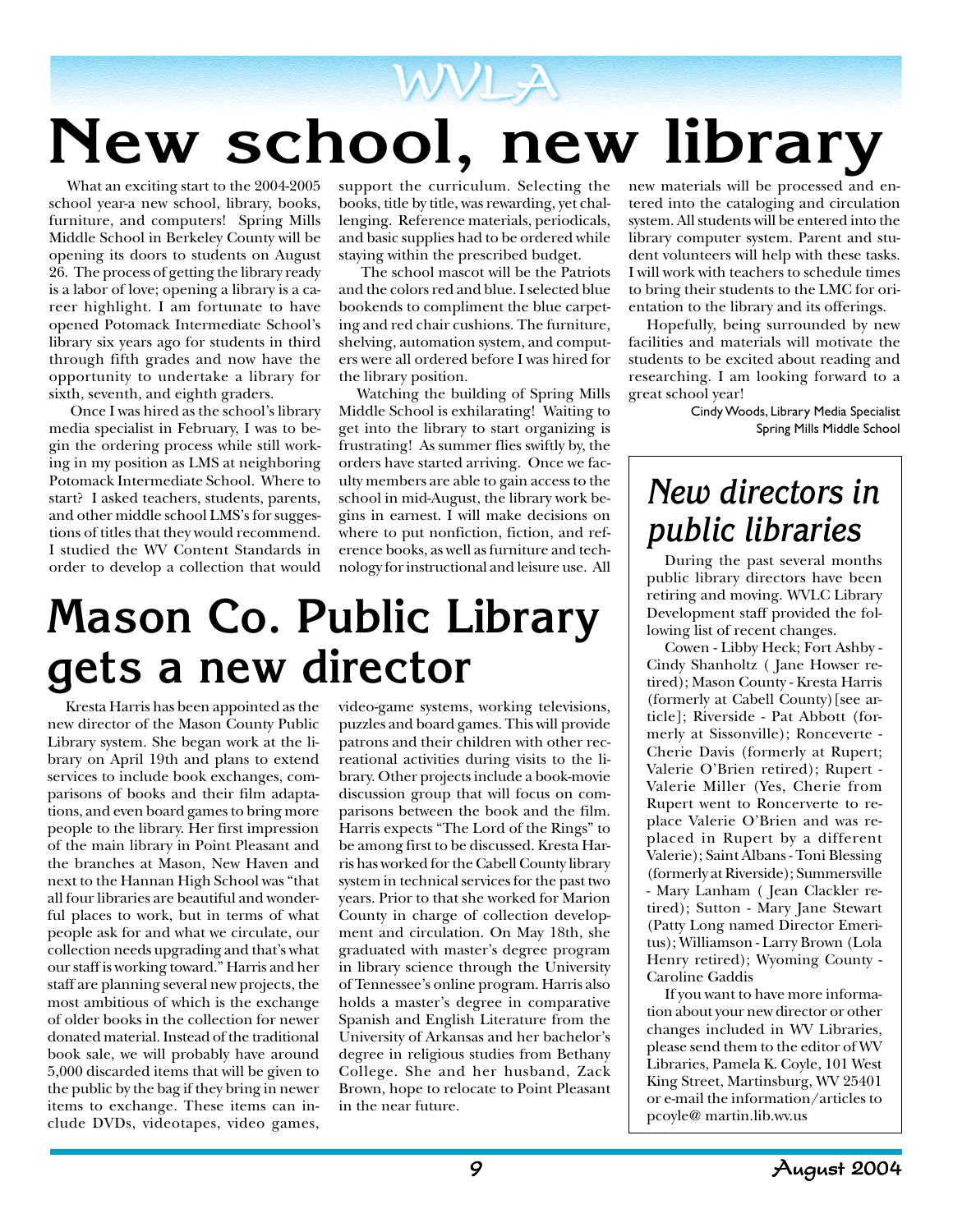WVLA

# New school, new library

What an exciting start to the 2004-2005 school year-a new school, library, books, furniture, and computers! Spring Mills Middle School in Berkeley County will be opening its doors to students on August 26. The process of getting the library ready is a labor of love; opening a library is a career highlight. I am fortunate to have opened Potomack Intermediate School's library six years ago for students in third through fifth grades and now have the opportunity to undertake a library for sixth, seventh, and eighth graders.

Once I was hired as the school's library media specialist in February, I was to begin the ordering process while still working in my position as LMS at neighboring Potomack Intermediate School. Where to start? I asked teachers, students, parents, and other middle school LMS's for suggestions of titles that they would recommend. I studied the WV Content Standards in order to develop a collection that would support the curriculum. Selecting the books, title by title, was rewarding, yet challenging. Reference materials, periodicals, and basic supplies had to be ordered while staying within the prescribed budget.

The school mascot will be the Patriots and the colors red and blue. I selected blue bookends to compliment the blue carpeting and red chair cushions. The furniture, shelving, automation system, and computers were all ordered before I was hired for the library position.

Watching the building of Spring Mills Middle School is exhilarating! Waiting to get into the library to start organizing is frustrating! As summer flies swiftly by, the orders have started arriving. Once we faculty members are able to gain access to the school in mid-August, the library work begins in earnest. I will make decisions on where to put nonfiction, fiction, and reference books, as well as furniture and technology for instructional and leisure use. All new materials will be processed and entered into the cataloging and circulation system. All students will be entered into the library computer system. Parent and student volunteers will help with these tasks. I will work with teachers to schedule times to bring their students to the LMC for orientation to the library and its offerings.

Hopefully, being surrounded by new facilities and materials will motivate the students to be excited about reading and researching. I am looking forward to a great school year!

Cindy Woods, Library Media Specialist
Spring Mills Middle School

# Mason Co. Public Library gets a new director

Kresta Harris has been appointed as the new director of the Mason County Public Library system. She began work at the library on April 19th and plans to extend services to include book exchanges, comparisons of books and their film adaptations, and even board games to bring more people to the library. Her first impression of the main library in Point Pleasant and the branches at Mason, New Haven and next to the Hannan High School was "that all four libraries are beautiful and wonderful places to work, but in terms of what people ask for and what we circulate, our collection needs upgrading and that's what our staff is working toward." Harris and her staff are planning several new projects, the most ambitious of which is the exchange of older books in the collection for newer donated material. Instead of the traditional book sale, we will probably have around 5,000 discarded items that will be given to the public by the bag if they bring in newer items to exchange. These items can include DVDs, videotapes, video games, video-game systems, working televisions, puzzles and board games. This will provide patrons and their children with other recreational activities during visits to the library. Other projects include a book-movie discussion group that will focus on comparisons between the book and the film. Harris expects "The Lord of the Rings" to be among first to be discussed. Kresta Harris has worked for the Cabell County library system in technical services for the past two years. Prior to that she worked for Marion County in charge of collection development and circulation. On May 18th, she graduated with master's degree program in library science through the University of Tennessee's online program. Harris also holds a master's degree in comparative Spanish and English Literature from the University of Arkansas and her bachelor's degree in religious studies from Bethany College. She and her husband, Zack Brown, hope to relocate to Point Pleasant in the near future.

## *New directors in public libraries*

During the past several months public library directors have been retiring and moving. WVLC Library Development staff provided the following list of recent changes.

Cowen - Libby Heck; Fort Ashby - Cindy Shanholtz ( Jane Howser retired); Mason County - Kresta Harris (formerly at Cabell County) [see article]; Riverside - Pat Abbott (formerly at Sissonville); Ronceverte - Cherie Davis (formerly at Rupert; Valerie O'Brien retired); Rupert - Valerie Miller (Yes, Cherie from Rupert went to Roncerverte to replace Valerie O'Brien and was replaced in Rupert by a different Valerie); Saint Albans - Toni Blessing (formerly at Riverside); Summersville - Mary Lanham ( Jean Clackler retired); Sutton - Mary Jane Stewart (Patty Long named Director Emeritus); Williamson - Larry Brown (Lola Henry retired); Wyoming County - Caroline Gaddis

If you want to have more information about your new director or other changes included in WV Libraries, please send them to the editor of WV Libraries, Pamela K. Coyle, 101 West King Street, Martinsburg, WV 25401 or e-mail the information/articles to pcoyle@ martin.lib.wv.us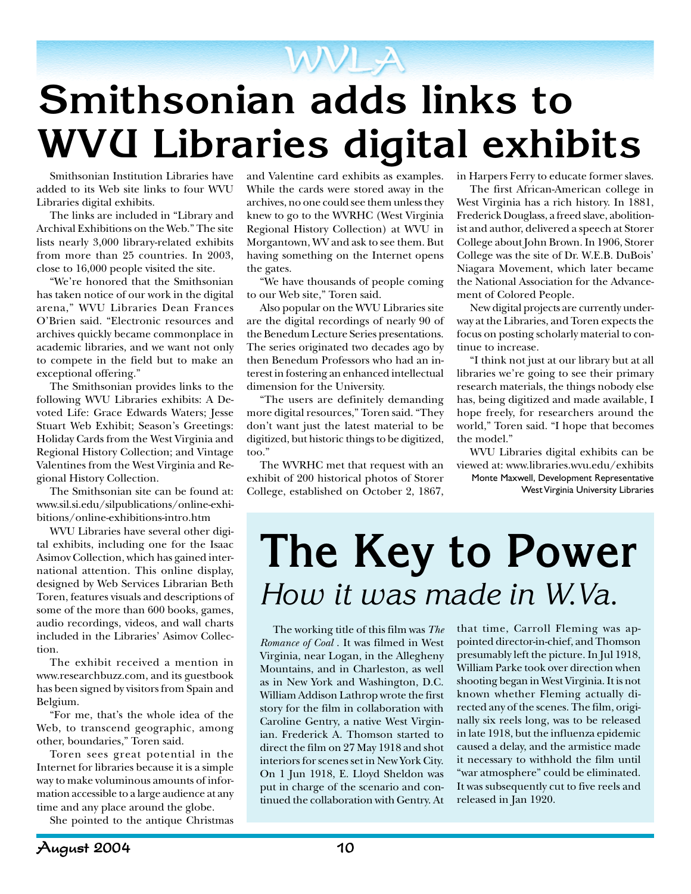# Smithsonian adds links to WVU Libraries digital exhibits

Smithsonian Institution Libraries have added to its Web site links to four WVU Libraries digital exhibits.

The links are included in "Library and Archival Exhibitions on the Web." The site lists nearly 3,000 library-related exhibits from more than 25 countries. In 2003, close to 16,000 people visited the site.

"We're honored that the Smithsonian has taken notice of our work in the digital arena," WVU Libraries Dean Frances O'Brien said. "Electronic resources and archives quickly became commonplace in academic libraries, and we want not only to compete in the field but to make an exceptional offering."

The Smithsonian provides links to the following WVU Libraries exhibits: A Devoted Life: Grace Edwards Waters; Jesse Stuart Web Exhibit; Season's Greetings: Holiday Cards from the West Virginia and Regional History Collection; and Vintage Valentines from the West Virginia and Regional History Collection.

The Smithsonian site can be found at: www.sil.si.edu/silpublications/online-exhibitions/online-exhibitions-intro.htm

WVU Libraries have several other digital exhibits, including one for the Isaac Asimov Collection, which has gained international attention. This online display, designed by Web Services Librarian Beth Toren, features visuals and descriptions of some of the more than 600 books, games, audio recordings, videos, and wall charts included in the Libraries' Asimov Collection.

The exhibit received a mention in www.researchbuzz.com, and its guestbook has been signed by visitors from Spain and Belgium.

"For me, that's the whole idea of the Web, to transcend geographic, among other, boundaries," Toren said.

Toren sees great potential in the Internet for libraries because it is a simple way to make voluminous amounts of information accessible to a large audience at any time and any place around the globe.

She pointed to the antique Christmas and Valentine card exhibits as examples. While the cards were stored away in the archives, no one could see them unless they knew to go to the WVRHC (West Virginia Regional History Collection) at WVU in Morgantown, WV and ask to see them. But having something on the Internet opens the gates.

"We have thousands of people coming to our Web site," Toren said.

Also popular on the WVU Libraries site are the digital recordings of nearly 90 of the Benedum Lecture Series presentations. The series originated two decades ago by then Benedum Professors who had an interest in fostering an enhanced intellectual dimension for the University.

"The users are definitely demanding more digital resources," Toren said. "They don't want just the latest material to be digitized, but historic things to be digitized, too."

The WVRHC met that request with an exhibit of 200 historical photos of Storer College, established on October 2, 1867, in Harpers Ferry to educate former slaves.

The first African-American college in West Virginia has a rich history. In 1881, Frederick Douglass, a freed slave, abolitionist and author, delivered a speech at Storer College about John Brown. In 1906, Storer College was the site of Dr. W.E.B. DuBois' Niagara Movement, which later became the National Association for the Advancement of Colored People.

New digital projects are currently underway at the Libraries, and Toren expects the focus on posting scholarly material to continue to increase.

"I think not just at our library but at all libraries we're going to see their primary research materials, the things nobody else has, being digitized and made available, I hope freely, for researchers around the world," Toren said. "I hope that becomes the model."

WVU Libraries digital exhibits can be viewed at: www.libraries.wvu.edu/exhibits

Monte Maxwell, Development Representative
West Virginia University Libraries

# The Key to Power

## *How it was made in W.Va.*

The working title of this film was *The Romance of Coal* . It was filmed in West Virginia, near Logan, in the Allegheny Mountains, and in Charleston, as well as in New York and Washington, D.C. William Addison Lathrop wrote the first story for the film in collaboration with Caroline Gentry, a native West Virginian. Frederick A. Thomson started to direct the film on 27 May 1918 and shot interiors for scenes set in New York City. On 1 Jun 1918, E. Lloyd Sheldon was put in charge of the scenario and continued the collaboration with Gentry. At that time, Carroll Fleming was appointed director-in-chief, and Thomson presumably left the picture. In Jul 1918, William Parke took over direction when shooting began in West Virginia. It is not known whether Fleming actually directed any of the scenes. The film, originally six reels long, was to be released in late 1918, but the influenza epidemic caused a delay, and the armistice made it necessary to withhold the film until "war atmosphere" could be eliminated. It was subsequently cut to five reels and released in Jan 1920.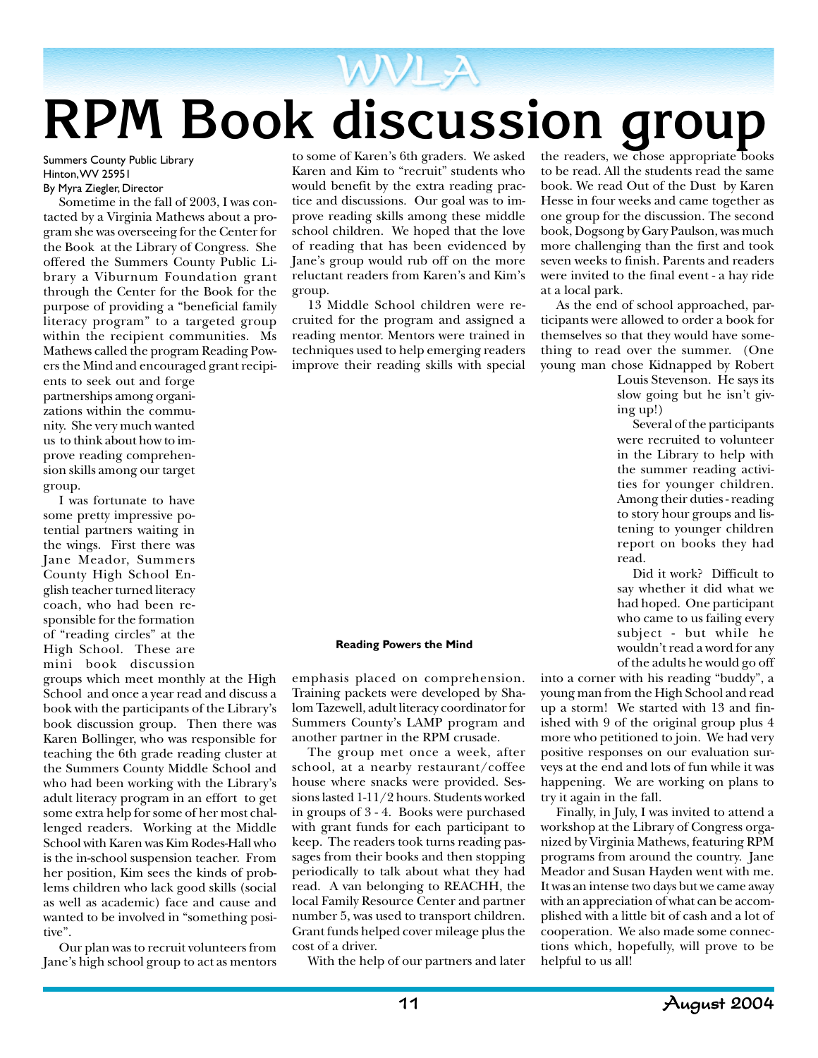# RPM Book discussion group

Summers County Public Library
Hinton, WV 25951
By Myra Ziegler, Director

Sometime in the fall of 2003, I was contacted by a Virginia Mathews about a program she was overseeing for the Center for the Book at the Library of Congress. She offered the Summers County Public Library a Viburnum Foundation grant through the Center for the Book for the purpose of providing a "beneficial family literacy program" to a targeted group within the recipient communities. Ms Mathews called the program Reading Powers the Mind and encouraged grant recipients to seek out and forge partnerships among organizations within the community. She very much wanted us to think about how to improve reading comprehension skills among our target group.

I was fortunate to have some pretty impressive potential partners waiting in the wings. First there was Jane Meador, Summers County High School English teacher turned literacy coach, who had been responsible for the formation of "reading circles" at the High School. These are mini book discussion groups which meet monthly at the High School and once a year read and discuss a book with the participants of the Library's book discussion group. Then there was Karen Bollinger, who was responsible for teaching the 6th grade reading cluster at the Summers County Middle School and who had been working with the Library's adult literacy program in an effort to get some extra help for some of her most challenged readers. Working at the Middle School with Karen was Kim Rodes-Hall who is the in-school suspension teacher. From her position, Kim sees the kinds of problems children who lack good skills (social as well as academic) face and cause and wanted to be involved in "something positive".

Our plan was to recruit volunteers from Jane's high school group to act as mentors to some of Karen's 6th graders. We asked Karen and Kim to "recruit" students who would benefit by the extra reading practice and discussions. Our goal was to improve reading skills among these middle school children. We hoped that the love of reading that has been evidenced by Jane's group would rub off on the more reluctant readers from Karen's and Kim's group.

13 Middle School children were recruited for the program and assigned a reading mentor. Mentors were trained in techniques used to help emerging readers improve their reading skills with special emphasis placed on comprehension. Training packets were developed by Shalom Tazewell, adult literacy coordinator for Summers County's LAMP program and another partner in the RPM crusade.

**Reading Powers the Mind**

The group met once a week, after school, at a nearby restaurant/coffee house where snacks were provided. Sessions lasted 1-1/2 hours. Students worked in groups of 3 - 4. Books were purchased with grant funds for each participant to keep. The readers took turns reading passages from their books and then stopping periodically to talk about what they had read. A van belonging to REACHH, the local Family Resource Center and partner number 5, was used to transport children. Grant funds helped cover mileage plus the cost of a driver.

With the help of our partners and later the readers, we chose appropriate books to be read. All the students read the same book. We read Out of the Dust by Karen Hesse in four weeks and came together as one group for the discussion. The second book, Dogsong by Gary Paulson, was much more challenging than the first and took seven weeks to finish. Parents and readers were invited to the final event - a hay ride at a local park.

As the end of school approached, participants were allowed to order a book for themselves so that they would have something to read over the summer. (One young man chose Kidnapped by Robert Louis Stevenson. He says its slow going but he isn't giving up!)

Several of the participants were recruited to volunteer in the Library to help with the summer reading activities for younger children. Among their duties - reading to story hour groups and listening to younger children report on books they had read.

Did it work? Difficult to say whether it did what we had hoped. One participant who came to us failing every subject - but while he wouldn't read a word for any of the adults he would go off into a corner with his reading "buddy", a young man from the High School and read up a storm! We started with 13 and finished with 9 of the original group plus 4 more who petitioned to join. We had very positive responses on our evaluation surveys at the end and lots of fun while it was happening. We are working on plans to try it again in the fall.

Finally, in July, I was invited to attend a workshop at the Library of Congress organized by Virginia Mathews, featuring RPM programs from around the country. Jane Meador and Susan Hayden went with me. It was an intense two days but we came away with an appreciation of what can be accomplished with a little bit of cash and a lot of cooperation. We also made some connections which, hopefully, will prove to be helpful to us all!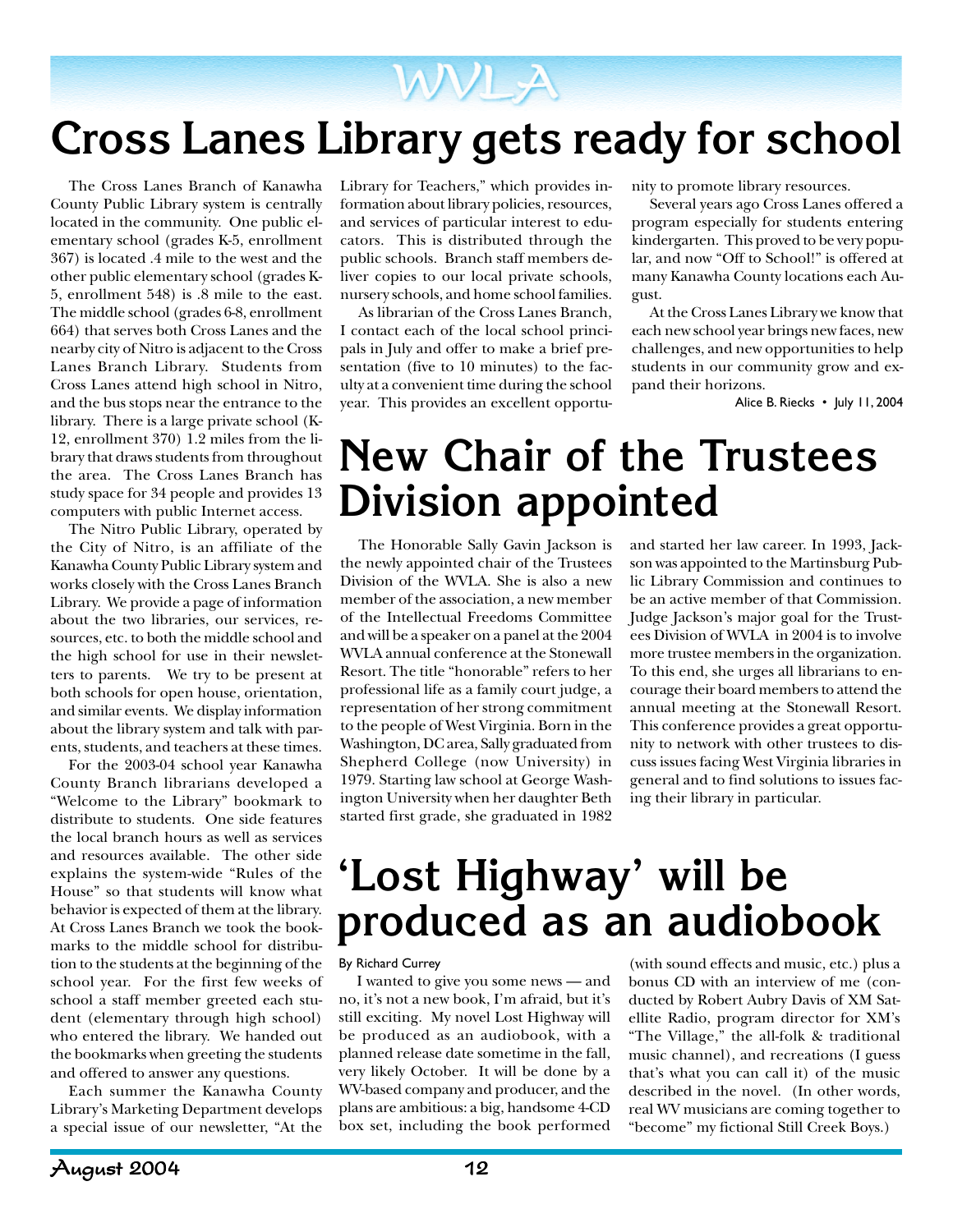# Cross Lanes Library gets ready for school

The Cross Lanes Branch of Kanawha County Public Library system is centrally located in the community. One public elementary school (grades K-5, enrollment 367) is located .4 mile to the west and the other public elementary school (grades K-5, enrollment 548) is .8 mile to the east. The middle school (grades 6-8, enrollment 664) that serves both Cross Lanes and the nearby city of Nitro is adjacent to the Cross Lanes Branch Library. Students from Cross Lanes attend high school in Nitro, and the bus stops near the entrance to the library. There is a large private school (K-12, enrollment 370) 1.2 miles from the library that draws students from throughout the area. The Cross Lanes Branch has study space for 34 people and provides 13 computers with public Internet access.

The Nitro Public Library, operated by the City of Nitro, is an affiliate of the Kanawha County Public Library system and works closely with the Cross Lanes Branch Library. We provide a page of information about the two libraries, our services, resources, etc. to both the middle school and the high school for use in their newsletters to parents. We try to be present at both schools for open house, orientation, and similar events. We display information about the library system and talk with parents, students, and teachers at these times.

For the 2003-04 school year Kanawha County Branch librarians developed a "Welcome to the Library" bookmark to distribute to students. One side features the local branch hours as well as services and resources available. The other side explains the system-wide "Rules of the House" so that students will know what behavior is expected of them at the library. At Cross Lanes Branch we took the bookmarks to the middle school for distribution to the students at the beginning of the school year. For the first few weeks of school a staff member greeted each student (elementary through high school) who entered the library. We handed out the bookmarks when greeting the students and offered to answer any questions.

Each summer the Kanawha County Library's Marketing Department develops a special issue of our newsletter, "At the Library for Teachers," which provides information about library policies, resources, and services of particular interest to educators. This is distributed through the public schools. Branch staff members deliver copies to our local private schools, nursery schools, and home school families.

As librarian of the Cross Lanes Branch, I contact each of the local school principals in July and offer to make a brief presentation (five to 10 minutes) to the faculty at a convenient time during the school year. This provides an excellent opportunity to promote library resources.

Several years ago Cross Lanes offered a program especially for students entering kindergarten. This proved to be very popular, and now "Off to School!" is offered at many Kanawha County locations each August.

At the Cross Lanes Library we know that each new school year brings new faces, new challenges, and new opportunities to help students in our community grow and expand their horizons.

Alice B. Riecks • July 11, 2004

# New Chair of the Trustees Division appointed

The Honorable Sally Gavin Jackson is the newly appointed chair of the Trustees Division of the WVLA. She is also a new member of the association, a new member of the Intellectual Freedoms Committee and will be a speaker on a panel at the 2004 WVLA annual conference at the Stonewall Resort. The title "honorable" refers to her professional life as a family court judge, a representation of her strong commitment to the people of West Virginia. Born in the Washington, DC area, Sally graduated from Shepherd College (now University) in 1979. Starting law school at George Washington University when her daughter Beth started first grade, she graduated in 1982 and started her law career. In 1993, Jackson was appointed to the Martinsburg Public Library Commission and continues to be an active member of that Commission. Judge Jackson's major goal for the Trustees Division of WVLA in 2004 is to involve more trustee members in the organization. To this end, she urges all librarians to encourage their board members to attend the annual meeting at the Stonewall Resort. This conference provides a great opportunity to network with other trustees to discuss issues facing West Virginia libraries in general and to find solutions to issues facing their library in particular.

# 'Lost Highway' will be produced as an audiobook

By Richard Currey

I wanted to give you some news — and no, it's not a new book, I'm afraid, but it's still exciting. My novel Lost Highway will be produced as an audiobook, with a planned release date sometime in the fall, very likely October. It will be done by a WV-based company and producer, and the plans are ambitious: a big, handsome 4-CD box set, including the book performed (with sound effects and music, etc.) plus a bonus CD with an interview of me (conducted by Robert Aubry Davis of XM Satellite Radio, program director for XM's "The Village," the all-folk & traditional music channel), and recreations (I guess that's what you can call it) of the music described in the novel. (In other words, real WV musicians are coming together to "become" my fictional Still Creek Boys.)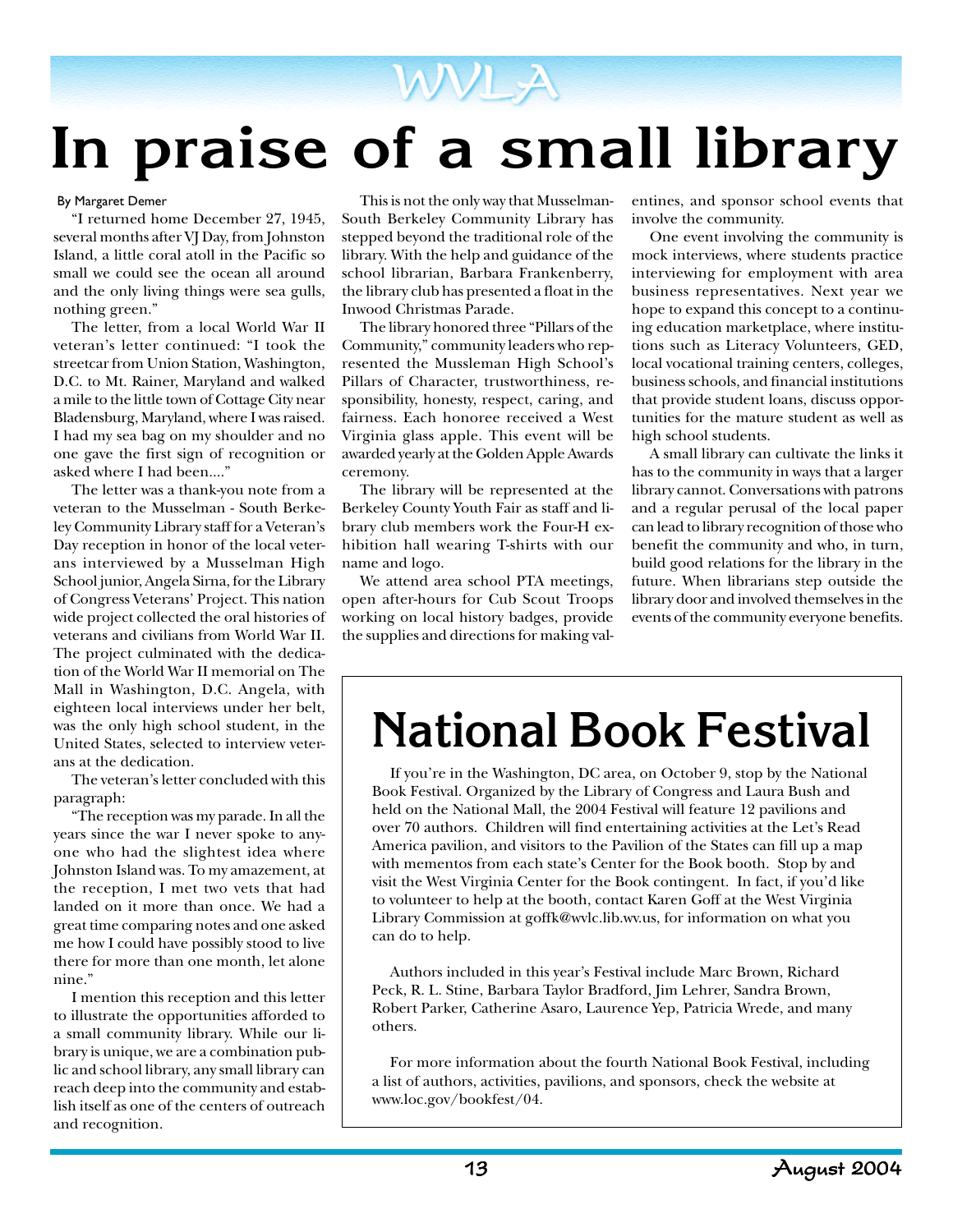# In praise of a small library

By Margaret Demer

"I returned home December 27, 1945, several months after VJ Day, from Johnston Island, a little coral atoll in the Pacific so small we could see the ocean all around and the only living things were sea gulls, nothing green."

The letter, from a local World War II veteran's letter continued: "I took the streetcar from Union Station, Washington, D.C. to Mt. Rainer, Maryland and walked a mile to the little town of Cottage City near Bladensburg, Maryland, where I was raised. I had my sea bag on my shoulder and no one gave the first sign of recognition or asked where I had been...."

The letter was a thank-you note from a veteran to the Musselman - South Berkeley Community Library staff for a Veteran's Day reception in honor of the local veterans interviewed by a Musselman High School junior, Angela Sirna, for the Library of Congress Veterans' Project. This nation wide project collected the oral histories of veterans and civilians from World War II. The project culminated with the dedication of the World War II memorial on The Mall in Washington, D.C. Angela, with eighteen local interviews under her belt, was the only high school student, in the United States, selected to interview veterans at the dedication.

The veteran's letter concluded with this paragraph:

"The reception was my parade. In all the years since the war I never spoke to anyone who had the slightest idea where Johnston Island was. To my amazement, at the reception, I met two vets that had landed on it more than once. We had a great time comparing notes and one asked me how I could have possibly stood to live there for more than one month, let alone nine."

I mention this reception and this letter to illustrate the opportunities afforded to a small community library. While our library is unique, we are a combination public and school library, any small library can reach deep into the community and establish itself as one of the centers of outreach and recognition.

This is not the only way that Musselman-South Berkeley Community Library has stepped beyond the traditional role of the library. With the help and guidance of the school librarian, Barbara Frankenberry, the library club has presented a float in the Inwood Christmas Parade.

The library honored three "Pillars of the Community," community leaders who represented the Mussleman High School's Pillars of Character, trustworthiness, responsibility, honesty, respect, caring, and fairness. Each honoree received a West Virginia glass apple. This event will be awarded yearly at the Golden Apple Awards ceremony.

The library will be represented at the Berkeley County Youth Fair as staff and library club members work the Four-H exhibition hall wearing T-shirts with our name and logo.

We attend area school PTA meetings, open after-hours for Cub Scout Troops working on local history badges, provide the supplies and directions for making valentines, and sponsor school events that involve the community.

One event involving the community is mock interviews, where students practice interviewing for employment with area business representatives. Next year we hope to expand this concept to a continuing education marketplace, where institutions such as Literacy Volunteers, GED, local vocational training centers, colleges, business schools, and financial institutions that provide student loans, discuss opportunities for the mature student as well as high school students.

A small library can cultivate the links it has to the community in ways that a larger library cannot. Conversations with patrons and a regular perusal of the local paper can lead to library recognition of those who benefit the community and who, in turn, build good relations for the library in the future. When librarians step outside the library door and involved themselves in the events of the community everyone benefits.

# National Book Festival

If you're in the Washington, DC area, on October 9, stop by the National Book Festival. Organized by the Library of Congress and Laura Bush and held on the National Mall, the 2004 Festival will feature 12 pavilions and over 70 authors. Children will find entertaining activities at the Let's Read America pavilion, and visitors to the Pavilion of the States can fill up a map with mementos from each state's Center for the Book booth. Stop by and visit the West Virginia Center for the Book contingent. In fact, if you'd like to volunteer to help at the booth, contact Karen Goff at the West Virginia Library Commission at goffk@wvlc.lib.wv.us, for information on what you can do to help.

Authors included in this year's Festival include Marc Brown, Richard Peck, R. L. Stine, Barbara Taylor Bradford, Jim Lehrer, Sandra Brown, Robert Parker, Catherine Asaro, Laurence Yep, Patricia Wrede, and many others.

For more information about the fourth National Book Festival, including a list of authors, activities, pavilions, and sponsors, check the website at www.loc.gov/bookfest/04.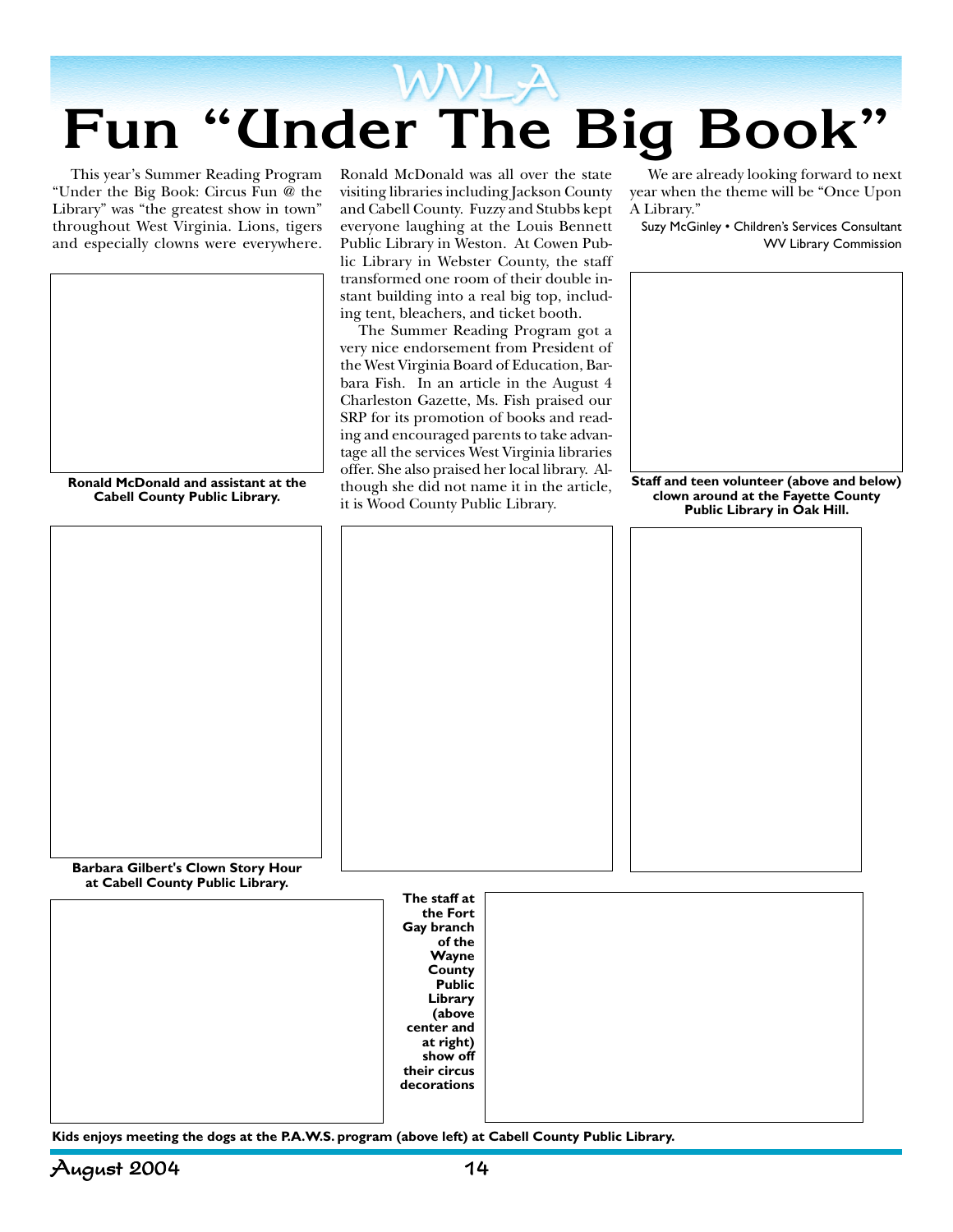# Fun "Under The Big Book"

This year's Summer Reading Program "Under the Big Book: Circus Fun @ the Library" was "the greatest show in town" throughout West Virginia. Lions, tigers and especially clowns were everywhere.

Ronald McDonald was all over the state visiting libraries including Jackson County and Cabell County. Fuzzy and Stubbs kept everyone laughing at the Louis Bennett Public Library in Weston. At Cowen Public Library in Webster County, the staff transformed one room of their double instant building into a real big top, including tent, bleachers, and ticket booth.

The Summer Reading Program got a very nice endorsement from President of the West Virginia Board of Education, Barbara Fish. In an article in the August 4 Charleston Gazette, Ms. Fish praised our SRP for its promotion of books and reading and encouraged parents to take advantage all the services West Virginia libraries offer. She also praised her local library. Although she did not name it in the article, it is Wood County Public Library.

We are already looking forward to next year when the theme will be "Once Upon A Library."

Suzy McGinley • Children's Services Consultant
WV Library Commission

**Ronald McDonald and assistant at the Cabell County Public Library.**

**Staff and teen volunteer (above and below) clown around at the Fayette County Public Library in Oak Hill.**

**Barbara Gilbert's Clown Story Hour at Cabell County Public Library.**

**The staff at the Fort Gay branch of the Wayne County Public Library (above center and at right) show off their circus decorations**

**Kids enjoys meeting the dogs at the P.A.W.S. program (above left) at Cabell County Public Library.**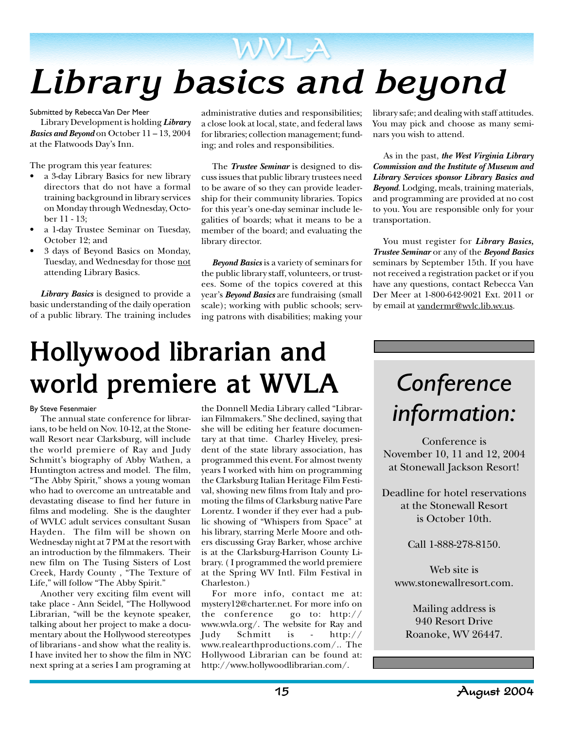WVLA

# Library basics and beyond

Submitted by Rebecca Van Der Meer

Library Development is holding ***Library Basics and Beyond*** on October 11 – 13, 2004 at the Flatwoods Day's Inn.

The program this year features:

- a 3-day Library Basics for new library directors that do not have a formal training background in library services on Monday through Wednesday, October 11 - 13;
- a 1-day Trustee Seminar on Tuesday, October 12; and
- 3 days of Beyond Basics on Monday, Tuesday, and Wednesday for those not attending Library Basics.

***Library Basics*** is designed to provide a basic understanding of the daily operation of a public library. The training includes administrative duties and responsibilities; a close look at local, state, and federal laws for libraries; collection management; funding; and roles and responsibilities.

The ***Trustee Seminar*** is designed to discuss issues that public library trustees need to be aware of so they can provide leadership for their community libraries. Topics for this year's one-day seminar include legalities of boards; what it means to be a member of the board; and evaluating the library director.

***Beyond Basics*** is a variety of seminars for the public library staff, volunteers, or trustees. Some of the topics covered at this year's ***Beyond Basics*** are fundraising (small scale); working with public schools; serving patrons with disabilities; making your library safe; and dealing with staff attitudes. You may pick and choose as many seminars you wish to attend.

As in the past, ***the West Virginia Library Commission and the Institute of Museum and Library Services sponsor Library Basics and Beyond***. Lodging, meals, training materials, and programming are provided at no cost to you. You are responsible only for your transportation.

You must register for ***Library Basics, Trustee Seminar*** or any of the ***Beyond Basics*** seminars by September 15th. If you have not received a registration packet or if you have any questions, contact Rebecca Van Der Meer at 1-800-642-9021 Ext. 2011 or by email at vandermr@wvlc.lib.wv.us.

# Hollywood librarian and world premiere at WVLA

By Steve Fesenmaier

The annual state conference for librarians, to be held on Nov. 10-12, at the Stonewall Resort near Clarksburg, will include the world premiere of Ray and Judy Schmitt's biography of Abby Wathen, a Huntington actress and model. The film, "The Abby Spirit," shows a young woman who had to overcome an untreatable and devastating disease to find her future in films and modeling. She is the daughter of WVLC adult services consultant Susan Hayden. The film will be shown on Wednesday night at 7 PM at the resort with an introduction by the filmmakers. Their new film on The Tusing Sisters of Lost Creek, Hardy County , "The Texture of Life," will follow "The Abby Spirit."

Another very exciting film event will take place - Ann Seidel, "The Hollywood Librarian, "will be the keynote speaker, talking about her project to make a documentary about the Hollywood stereotypes of librarians - and show what the reality is. I have invited her to show the film in NYC next spring at a series I am programing at the Donnell Media Library called "Librarian Filmmakers." She declined, saying that she will be editing her feature documentary at that time. Charley Hiveley, president of the state library association, has programmed this event. For almost twenty years I worked with him on programming the Clarksburg Italian Heritage Film Festival, showing new films from Italy and promoting the films of Clarksburg native Pare Lorentz. I wonder if they ever had a public showing of "Whispers from Space" at his library, starring Merle Moore and others discussing Gray Barker, whose archive is at the Clarksburg-Harrison County Library. ( I programmed the world premiere at the Spring WV Intl. Film Festival in Charleston.)

For more info, contact me at: mystery12@charter.net. For more info on the conference go to: http://www.wvla.org/. The website for Ray and Judy Schmitt is - http://www.realearthproductions.com/.. The Hollywood Librarian can be found at: http://www.hollywoodlibrarian.com/.

## Conference information:

Conference is November 10, 11 and 12, 2004 at Stonewall Jackson Resort!

Deadline for hotel reservations at the Stonewall Resort is October 10th.

Call 1-888-278-8150.

Web site is www.stonewallresort.com.

Mailing address is
940 Resort Drive
Roanoke, WV 26447.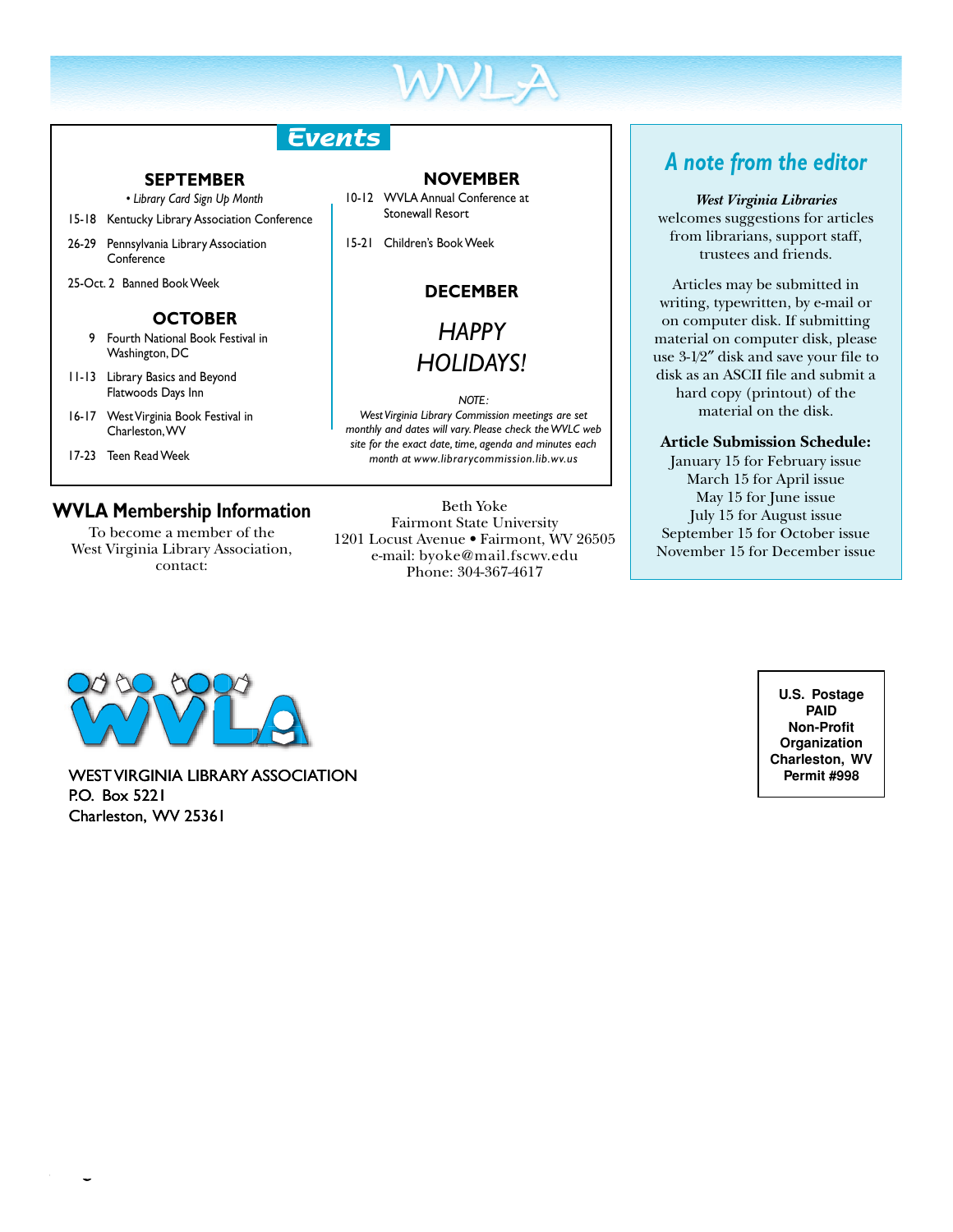# WVLA

## Events

### SEPTEMBER

- *Library Card Sign Up Month*

15-18 Kentucky Library Association Conference

26-29 Pennsylvania Library Association Conference

25-Oct. 2 Banned Book Week

### OCTOBER

9 Fourth National Book Festival in Washington, DC

11-13 Library Basics and Beyond Flatwoods Days Inn

16-17 West Virginia Book Festival in Charleston, WV

17-23 Teen Read Week

### NOVEMBER

10-12 WVLA Annual Conference at Stonewall Resort

15-21 Children's Book Week

### DECEMBER

*HAPPY HOLIDAYS!*

*NOTE: West Virginia Library Commission meetings are set monthly and dates will vary. Please check the WVLC web site for the exact date, time, agenda and minutes each month at www.librarycommission.lib.wv.us*

## WVLA Membership Information

To become a member of the West Virginia Library Association, contact:

Beth Yoke
Fairmont State University
1201 Locust Avenue • Fairmont, WV 26505
e-mail: byoke@mail.fscwv.edu
Phone: 304-367-4617

## A note from the editor

*West Virginia Libraries* welcomes suggestions for articles from librarians, support staff, trustees and friends.

Articles may be submitted in writing, typewritten, by e-mail or on computer disk. If submitting material on computer disk, please use 3-1/2″ disk and save your file to disk as an ASCII file and submit a hard copy (printout) of the material on the disk.

**Article Submission Schedule:**
January 15 for February issue
March 15 for April issue
May 15 for June issue
July 15 for August issue
September 15 for October issue
November 15 for December issue

WVLA

WEST VIRGINIA LIBRARY ASSOCIATION
P.O. Box 5221
Charleston, WV 25361

**U.S. Postage**
**PAID**
**Non-Profit Organization**
**Charleston, WV**
**Permit #998**